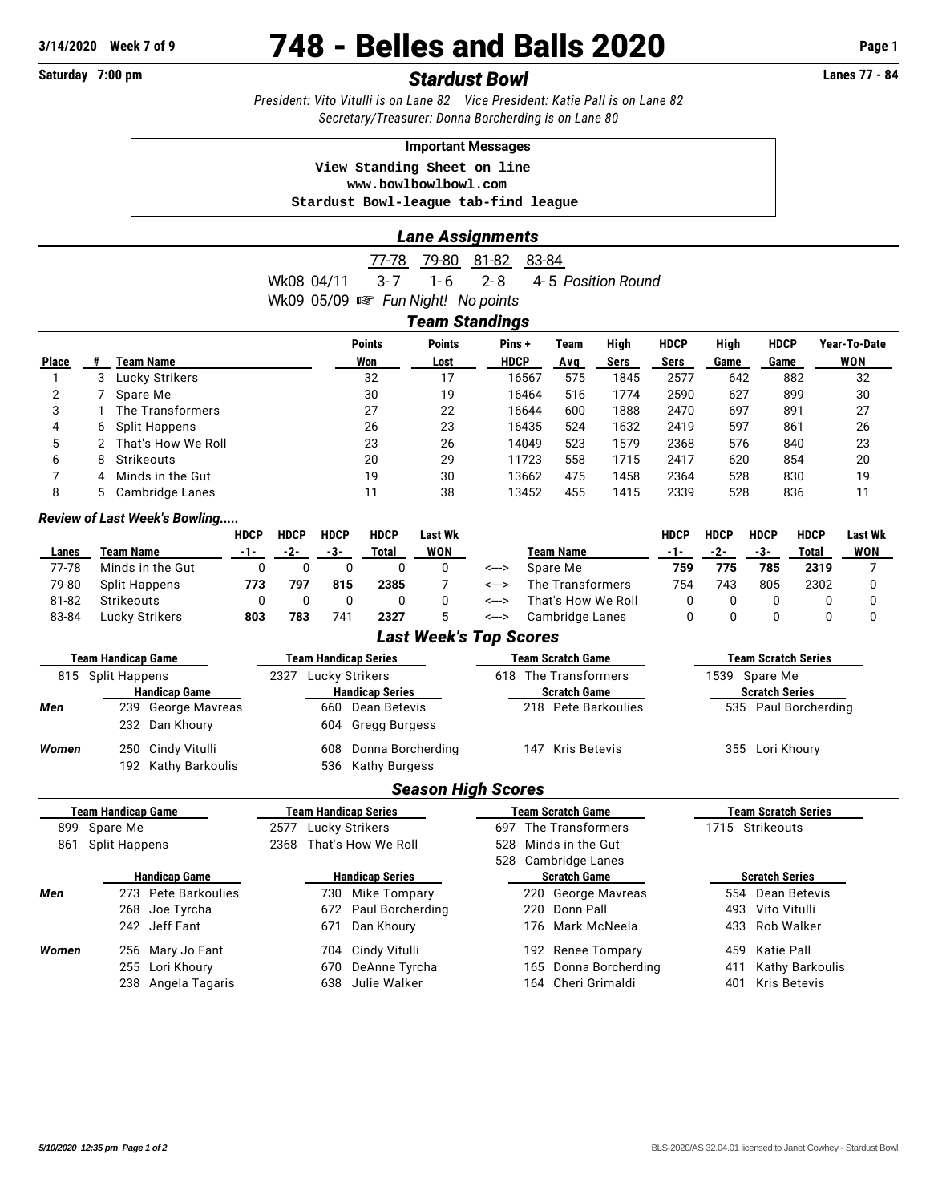**3/14/2020 Week 7 of 9**

# 748 - Belles and Balls 2020

**Saturday 7:00 pm** — ***Stardust Bowl*** — **Lanes 77 - 84**

*President: Vito Vitulli is on Lane 82  Vice President: Katie Pall is on Lane 82*
*Secretary/Treasurer: Donna Borcherding is on Lane 80*

**Important Messages**

```
View Standing Sheet on line
www.bowlbowlbowl.com
Stardust Bowl-league tab-find league
```

## Lane Assignments

| | 77-78 | 79-80 | 81-82 | 83-84 | |
|---|---|---|---|---|---|
| Wk08 04/11 | 3-7 | 1-6 | 2-8 | 4-5 | *Position Round* |
| Wk09 05/09 ☞ | *Fun Night! No points* | | | | |

## Team Standings

| Place | # | Team Name | Points Won | Points Lost | Pins + HDCP | Team Avg | High Sers | HDCP Sers | High Game | HDCP Game | Year-To-Date WON |
|---|---|---|---|---|---|---|---|---|---|---|---|
| 1 | 3 | Lucky Strikers | 32 | 17 | 16567 | 575 | 1845 | 2577 | 642 | 882 | 32 |
| 2 | 7 | Spare Me | 30 | 19 | 16464 | 516 | 1774 | 2590 | 627 | 899 | 30 |
| 3 | 1 | The Transformers | 27 | 22 | 16644 | 600 | 1888 | 2470 | 697 | 891 | 27 |
| 4 | 6 | Split Happens | 26 | 23 | 16435 | 524 | 1632 | 2419 | 597 | 861 | 26 |
| 5 | 2 | That's How We Roll | 23 | 26 | 14049 | 523 | 1579 | 2368 | 576 | 840 | 23 |
| 6 | 8 | Strikeouts | 20 | 29 | 11723 | 558 | 1715 | 2417 | 620 | 854 | 20 |
| 7 | 4 | Minds in the Gut | 19 | 30 | 13662 | 475 | 1458 | 2364 | 528 | 830 | 19 |
| 8 | 5 | Cambridge Lanes | 11 | 38 | 13452 | 455 | 1415 | 2339 | 528 | 836 | 11 |

### *Review of Last Week's Bowling.....*

| Lanes | Team Name | HDCP -1- | HDCP -2- | HDCP -3- | HDCP Total | Last Wk WON | | Team Name | HDCP -1- | HDCP -2- | HDCP -3- | HDCP Total | Last Wk WON |
|---|---|---|---|---|---|---|---|---|---|---|---|---|---|
| 77-78 | Minds in the Gut | 0 | 0 | 0 | 0 | 0 | <---> | Spare Me | **759** | **775** | **785** | **2319** | 7 |
| 79-80 | Split Happens | **773** | **797** | **815** | **2385** | 7 | <---> | The Transformers | 754 | 743 | 805 | 2302 | 0 |
| 81-82 | Strikeouts | 0 | 0 | 0 | 0 | 0 | <---> | That's How We Roll | 0 | 0 | 0 | 0 | 0 |
| 83-84 | Lucky Strikers | **803** | **783** | 741 | **2327** | 5 | <---> | Cambridge Lanes | 0 | 0 | 0 | 0 | 0 |

## Last Week's Top Scores

| | Team Handicap Game | Team Handicap Series | Team Scratch Game | Team Scratch Series |
|---|---|---|---|---|
| | 815 Split Happens | 2327 Lucky Strikers | 618 The Transformers | 1539 Spare Me |
| | **Handicap Game** | **Handicap Series** | **Scratch Game** | **Scratch Series** |
| ***Men*** | 239 George Mavreas | 660 Dean Betevis | 218 Pete Barkoulies | 535 Paul Borcherding |
| | 232 Dan Khoury | 604 Gregg Burgess | | |
| ***Women*** | 250 Cindy Vitulli | 608 Donna Borcherding | 147 Kris Betevis | 355 Lori Khoury |
| | 192 Kathy Barkoulis | 536 Kathy Burgess | | |

## Season High Scores

| | Team Handicap Game | Team Handicap Series | Team Scratch Game | Team Scratch Series |
|---|---|---|---|---|
| | 899 Spare Me | 2577 Lucky Strikers | 697 The Transformers | 1715 Strikeouts |
| | 861 Split Happens | 2368 That's How We Roll | 528 Minds in the Gut | |
| | | | 528 Cambridge Lanes | |
| | **Handicap Game** | **Handicap Series** | **Scratch Game** | **Scratch Series** |
| ***Men*** | 273 Pete Barkoulies | 730 Mike Tompary | 220 George Mavreas | 554 Dean Betevis |
| | 268 Joe Tyrcha | 672 Paul Borcherding | 220 Donn Pall | 493 Vito Vitulli |
| | 242 Jeff Fant | 671 Dan Khoury | 176 Mark McNeela | 433 Rob Walker |
| ***Women*** | 256 Mary Jo Fant | 704 Cindy Vitulli | 192 Renee Tompary | 459 Katie Pall |
| | 255 Lori Khoury | 670 DeAnne Tyrcha | 165 Donna Borcherding | 411 Kathy Barkoulis |
| | 238 Angela Tagaris | 638 Julie Walker | 164 Cheri Grimaldi | 401 Kris Betevis |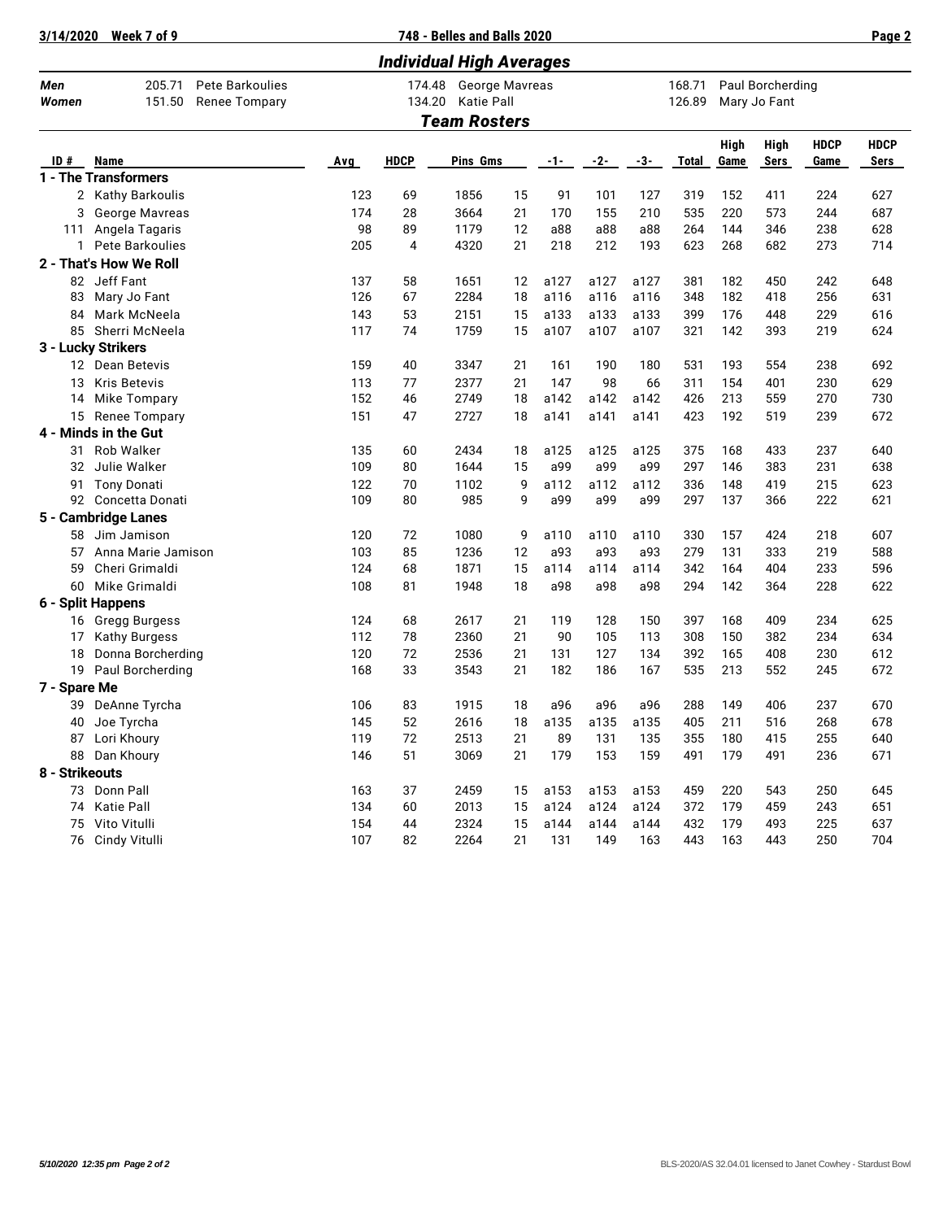## Individual High Averages

| | | | |
|---|---|---|---|
| **Men** | 205.71 Pete Barkoulies | 174.48 George Mavreas | 168.71 Paul Borcherding |
| **Women** | 151.50 Renee Tompary | 134.20 Katie Pall | 126.89 Mary Jo Fant |

## Team Rosters

| ID # | Name | Avg | HDCP | Pins | Gms | -1- | -2- | -3- | Total | High Game | High Sers | HDCP Game | HDCP Sers |
|---|---|---|---|---|---|---|---|---|---|---|---|---|---|
| **1 - The Transformers** | | | | | | | | | | | | | |
| 2 | Kathy Barkoulis | 123 | 69 | 1856 | 15 | 91 | 101 | 127 | 319 | 152 | 411 | 224 | 627 |
| 3 | George Mavreas | 174 | 28 | 3664 | 21 | 170 | 155 | 210 | 535 | 220 | 573 | 244 | 687 |
| 111 | Angela Tagaris | 98 | 89 | 1179 | 12 | a88 | a88 | a88 | 264 | 144 | 346 | 238 | 628 |
| 1 | Pete Barkoulies | 205 | 4 | 4320 | 21 | 218 | 212 | 193 | 623 | 268 | 682 | 273 | 714 |
| **2 - That's How We Roll** | | | | | | | | | | | | | |
| 82 | Jeff Fant | 137 | 58 | 1651 | 12 | a127 | a127 | a127 | 381 | 182 | 450 | 242 | 648 |
| 83 | Mary Jo Fant | 126 | 67 | 2284 | 18 | a116 | a116 | a116 | 348 | 182 | 418 | 256 | 631 |
| 84 | Mark McNeela | 143 | 53 | 2151 | 15 | a133 | a133 | a133 | 399 | 176 | 448 | 229 | 616 |
| 85 | Sherri McNeela | 117 | 74 | 1759 | 15 | a107 | a107 | a107 | 321 | 142 | 393 | 219 | 624 |
| **3 - Lucky Strikers** | | | | | | | | | | | | | |
| 12 | Dean Betevis | 159 | 40 | 3347 | 21 | 161 | 190 | 180 | 531 | 193 | 554 | 238 | 692 |
| 13 | Kris Betevis | 113 | 77 | 2377 | 21 | 147 | 98 | 66 | 311 | 154 | 401 | 230 | 629 |
| 14 | Mike Tompary | 152 | 46 | 2749 | 18 | a142 | a142 | a142 | 426 | 213 | 559 | 270 | 730 |
| 15 | Renee Tompary | 151 | 47 | 2727 | 18 | a141 | a141 | a141 | 423 | 192 | 519 | 239 | 672 |
| **4 - Minds in the Gut** | | | | | | | | | | | | | |
| 31 | Rob Walker | 135 | 60 | 2434 | 18 | a125 | a125 | a125 | 375 | 168 | 433 | 237 | 640 |
| 32 | Julie Walker | 109 | 80 | 1644 | 15 | a99 | a99 | a99 | 297 | 146 | 383 | 231 | 638 |
| 91 | Tony Donati | 122 | 70 | 1102 | 9 | a112 | a112 | a112 | 336 | 148 | 419 | 215 | 623 |
| 92 | Concetta Donati | 109 | 80 | 985 | 9 | a99 | a99 | a99 | 297 | 137 | 366 | 222 | 621 |
| **5 - Cambridge Lanes** | | | | | | | | | | | | | |
| 58 | Jim Jamison | 120 | 72 | 1080 | 9 | a110 | a110 | a110 | 330 | 157 | 424 | 218 | 607 |
| 57 | Anna Marie Jamison | 103 | 85 | 1236 | 12 | a93 | a93 | a93 | 279 | 131 | 333 | 219 | 588 |
| 59 | Cheri Grimaldi | 124 | 68 | 1871 | 15 | a114 | a114 | a114 | 342 | 164 | 404 | 233 | 596 |
| 60 | Mike Grimaldi | 108 | 81 | 1948 | 18 | a98 | a98 | a98 | 294 | 142 | 364 | 228 | 622 |
| **6 - Split Happens** | | | | | | | | | | | | | |
| 16 | Gregg Burgess | 124 | 68 | 2617 | 21 | 119 | 128 | 150 | 397 | 168 | 409 | 234 | 625 |
| 17 | Kathy Burgess | 112 | 78 | 2360 | 21 | 90 | 105 | 113 | 308 | 150 | 382 | 234 | 634 |
| 18 | Donna Borcherding | 120 | 72 | 2536 | 21 | 131 | 127 | 134 | 392 | 165 | 408 | 230 | 612 |
| 19 | Paul Borcherding | 168 | 33 | 3543 | 21 | 182 | 186 | 167 | 535 | 213 | 552 | 245 | 672 |
| **7 - Spare Me** | | | | | | | | | | | | | |
| 39 | DeAnne Tyrcha | 106 | 83 | 1915 | 18 | a96 | a96 | a96 | 288 | 149 | 406 | 237 | 670 |
| 40 | Joe Tyrcha | 145 | 52 | 2616 | 18 | a135 | a135 | a135 | 405 | 211 | 516 | 268 | 678 |
| 87 | Lori Khoury | 119 | 72 | 2513 | 21 | 89 | 131 | 135 | 355 | 180 | 415 | 255 | 640 |
| 88 | Dan Khoury | 146 | 51 | 3069 | 21 | 179 | 153 | 159 | 491 | 179 | 491 | 236 | 671 |
| **8 - Strikeouts** | | | | | | | | | | | | | |
| 73 | Donn Pall | 163 | 37 | 2459 | 15 | a153 | a153 | a153 | 459 | 220 | 543 | 250 | 645 |
| 74 | Katie Pall | 134 | 60 | 2013 | 15 | a124 | a124 | a124 | 372 | 179 | 459 | 243 | 651 |
| 75 | Vito Vitulli | 154 | 44 | 2324 | 15 | a144 | a144 | a144 | 432 | 179 | 493 | 225 | 637 |
| 76 | Cindy Vitulli | 107 | 82 | 2264 | 21 | 131 | 149 | 163 | 443 | 163 | 443 | 250 | 704 |